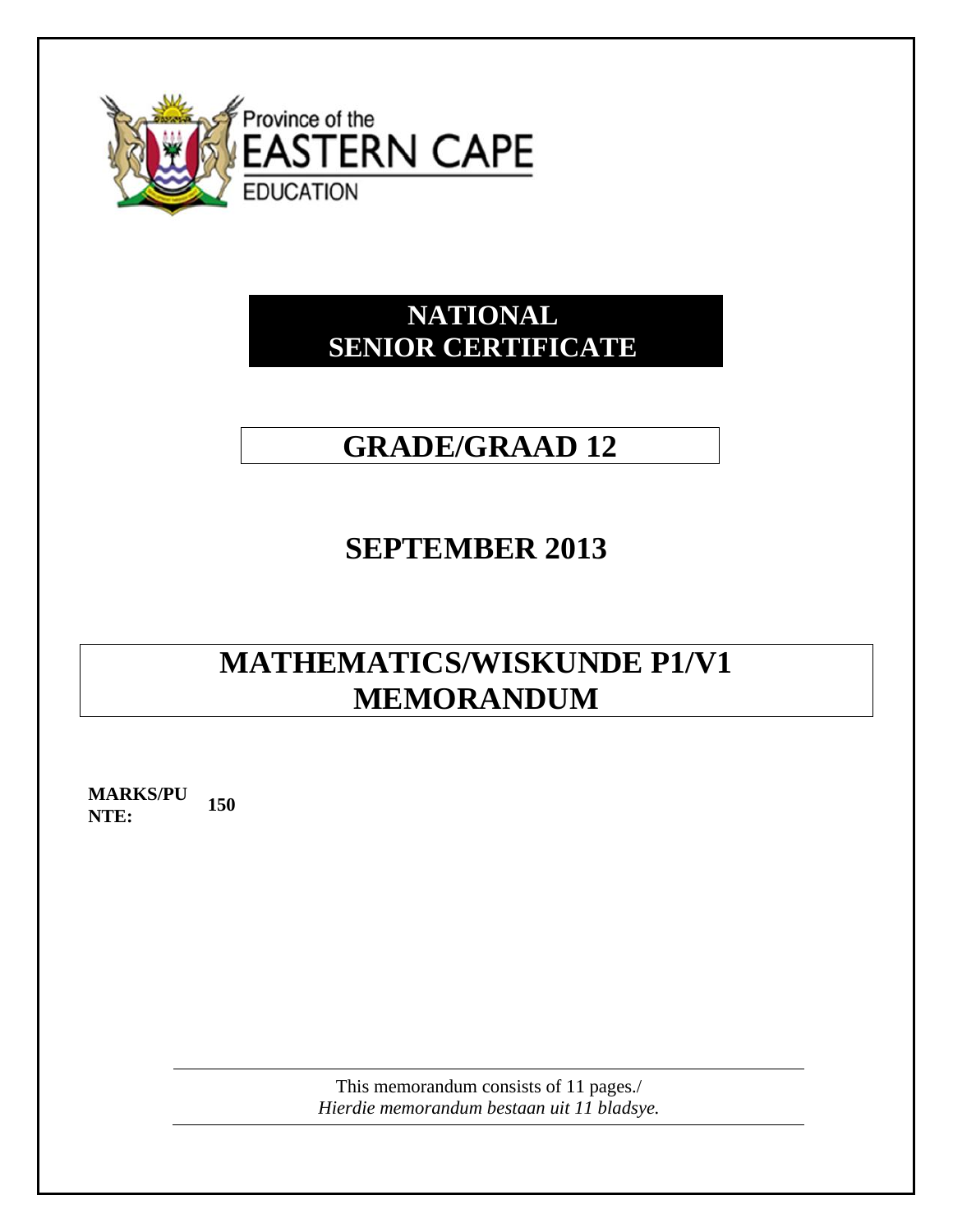Province of the

EASTERN CAPE

EDUCATION

# NATIONAL SENIOR CERTIFICATE

## GRADE/GRAAD 12

## SEPTEMBER 2013

# MATHEMATICS/WISKUNDE P1/V1 MEMORANDUM

**MARKS/PUNTE:** **150**

This memorandum consists of 11 pages./
*Hierdie memorandum bestaan uit 11 bladsye.*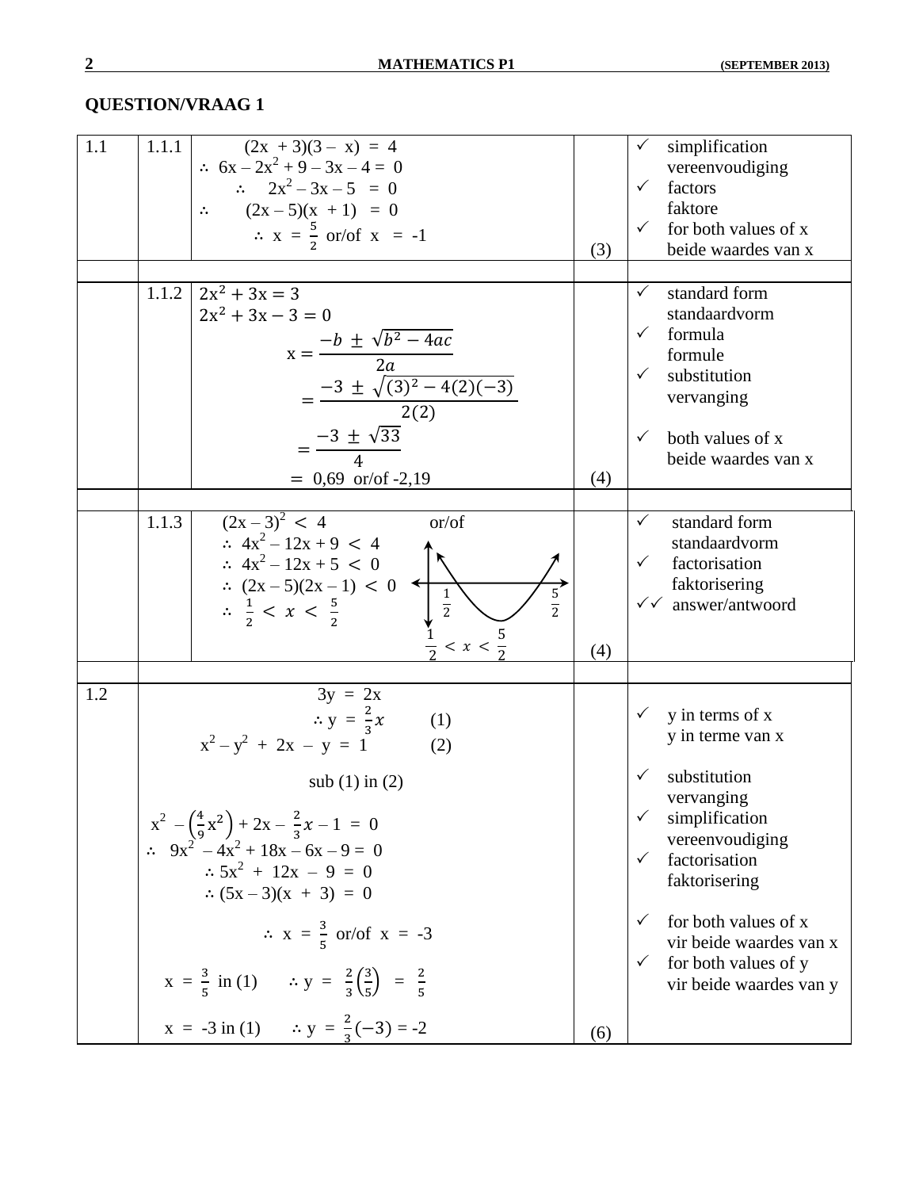## QUESTION/VRAAG 1

| | | | | |
|---|---|---|---|---|
| 1.1 | 1.1.1 | $(2x + 3)(3 - x) = 4$<br>$\therefore\ 6x - 2x^2 + 9 - 3x - 4 = 0$<br>$\therefore\ 2x^2 - 3x - 5 = 0$<br>$\therefore\ (2x - 5)(x + 1) = 0$<br>$\therefore\ x = \frac{5}{2}$ or/of $x = -1$ | (3) | ✓ simplification vereenvoudiging<br>✓ factors faktore<br>✓ for both values of x beide waardes van x |
| | 1.1.2 | $2x^2 + 3x = 3$<br>$2x^2 + 3x - 3 = 0$<br>$x = \frac{-b \pm \sqrt{b^2 - 4ac}}{2a}$<br>$= \frac{-3 \pm \sqrt{(3)^2 - 4(2)(-3)}}{2(2)}$<br>$= \frac{-3 \pm \sqrt{33}}{4}$<br>$= 0{,}69$ or/of $-2{,}19$ | (4) | ✓ standard form standaardvorm<br>✓ formula formule<br>✓ substitution vervanging<br>✓ both values of x beide waardes van x |
| | 1.1.3 | $(2x - 3)^2 < 4$<br>$\therefore\ 4x^2 - 12x + 9 < 4$<br>$\therefore\ 4x^2 - 12x + 5 < 0$<br>$\therefore\ (2x - 5)(2x - 1) < 0$<br>$\therefore\ \frac{1}{2} < x < \frac{5}{2}$<br>or/of (graph with roots $\frac{1}{2}$ and $\frac{5}{2}$)<br>$\frac{1}{2} < x < \frac{5}{2}$ | (4) | ✓ standard form standaardvorm<br>✓ factorisation faktorisering<br>✓✓ answer/antwoord |
| 1.2 | | $3y = 2x$<br>$\therefore y = \frac{2}{3}x$ (1)<br>$x^2 - y^2 + 2x - y = 1$ (2)<br>sub (1) in (2)<br>$x^2 - \left(\frac{4}{9}x^2\right) + 2x - \frac{2}{3}x - 1 = 0$<br>$\therefore\ 9x^2 - 4x^2 + 18x - 6x - 9 = 0$<br>$\therefore 5x^2 + 12x - 9 = 0$<br>$\therefore (5x - 3)(x + 3) = 0$<br>$\therefore\ x = \frac{3}{5}$ or/of $x = -3$<br>$x = \frac{3}{5}$ in (1) $\therefore y = \frac{2}{3}\left(\frac{3}{5}\right) = \frac{2}{5}$<br>$x = -3$ in (1) $\therefore y = \frac{2}{3}(-3) = -2$ | (6) | ✓ y in terms of x y in terme van x<br>✓ substitution vervanging<br>✓ simplification vereenvoudiging<br>✓ factorisation faktorisering<br>✓ for both values of x vir beide waardes van x<br>✓ for both values of y vir beide waardes van y |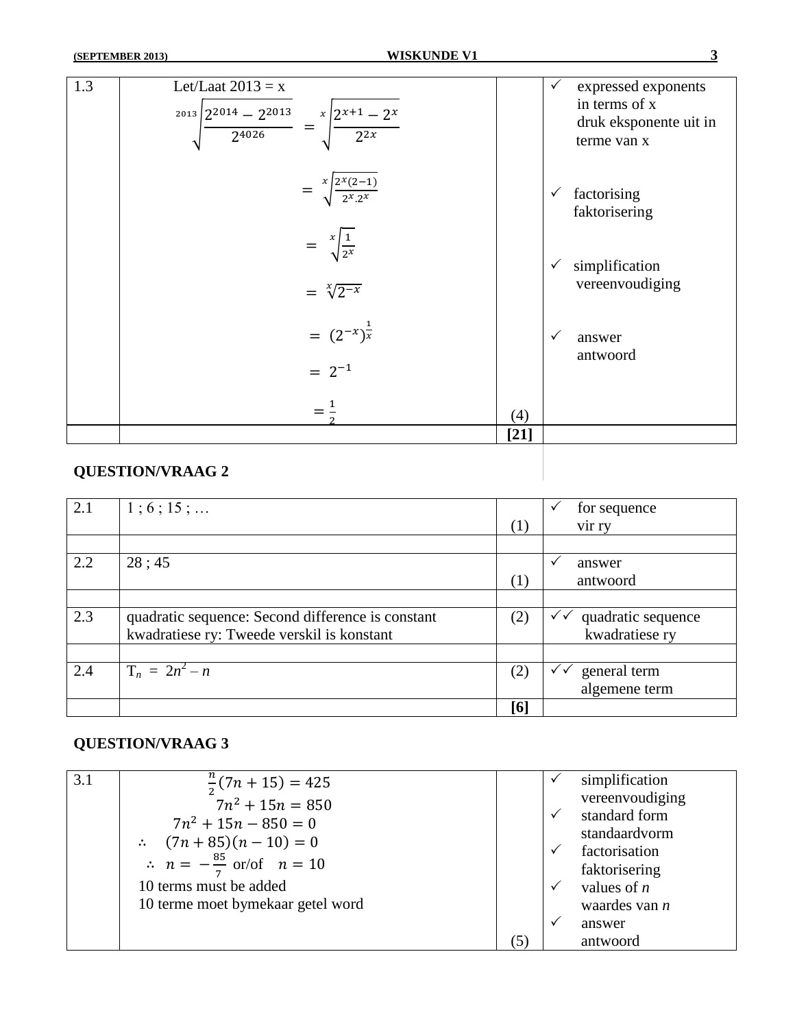| 1.3 | Let/Laat 2013 = x<br>$\sqrt[2013]{\frac{2^{2014}-2^{2013}}{2^{4026}}} = \sqrt[x]{\frac{2^{x+1}-2^{x}}{2^{2x}}}$<br>$= \sqrt[x]{\frac{2^{x}(2-1)}{2^{x}.2^{x}}}$<br>$= \sqrt[x]{\frac{1}{2^{x}}}$<br>$= \sqrt[x]{2^{-x}}$<br>$= (2^{-x})^{\frac{1}{x}}$<br>$= 2^{-1}$<br>$= \frac{1}{2}$ | (4) | ✓ expressed exponents in terms of x<br>druk eksponente uit in terme van x<br>✓ factorising<br>faktorisering<br>✓ simplification<br>vereenvoudiging<br>✓ answer<br>antwoord |
|---|---|---|---|
| | | **[21]** | |

## QUESTION/VRAAG 2

| 2.1 | 1 ; 6 ; 15 ; … | (1) | ✓ for sequence<br>vir ry |
|---|---|---|---|
| | | | |
| 2.2 | 28 ; 45 | (1) | ✓ answer<br>antwoord |
| | | | |
| 2.3 | quadratic sequence: Second difference is constant<br>kwadratiese ry: Tweede verskil is konstant | (2) | ✓✓ quadratic sequence<br>kwadratiese ry |
| | | | |
| 2.4 | $T_n = 2n^2 - n$ | (2) | ✓✓ general term<br>algemene term |
| | | **[6]** | |

## QUESTION/VRAAG 3

| 3.1 | $\frac{n}{2}(7n+15) = 425$<br>$7n^2 + 15n = 850$<br>$7n^2 + 15n - 850 = 0$<br>$\therefore \quad (7n+85)(n-10) = 0$<br>$\therefore \quad n = -\frac{85}{7}$ or/of $\quad n = 10$<br>10 terms must be added<br>10 terme moet bymekaar getel word | (5) | ✓ simplification<br>vereenvoudiging<br>✓ standard form<br>standaardvorm<br>✓ factorisation<br>faktorisering<br>✓ values of *n*<br>waardes van *n*<br>✓ answer<br>antwoord |
|---|---|---|---|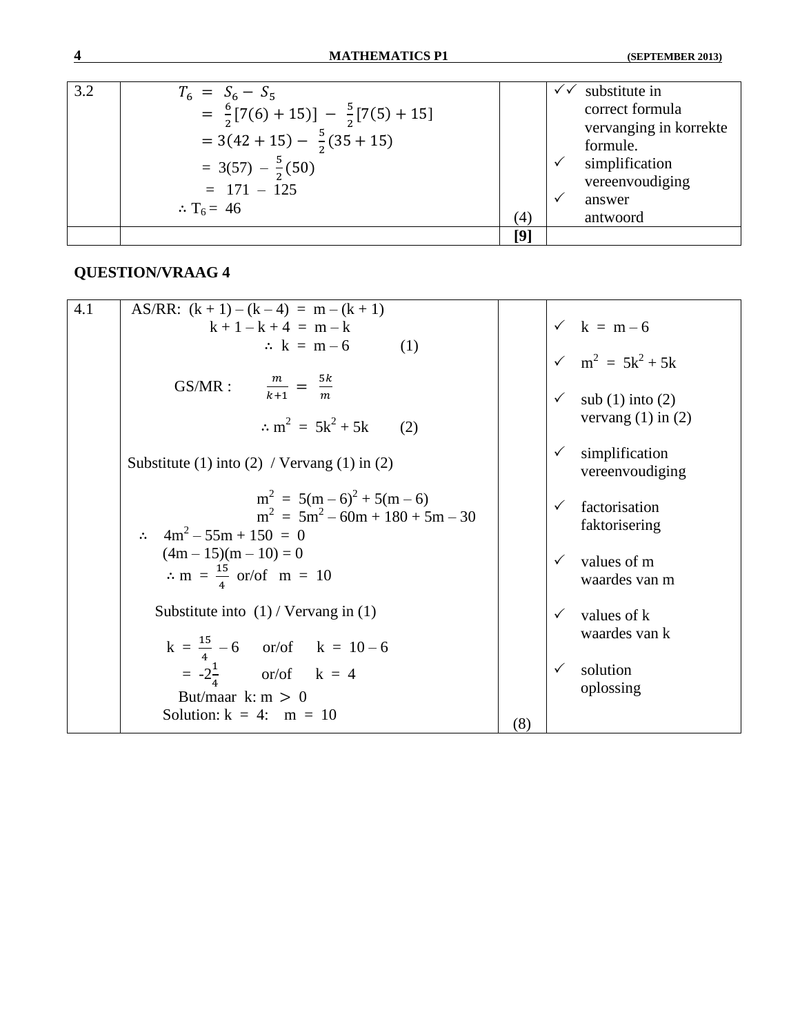| 3.2 | $T_6 = S_6 - S_5$<br>$= \frac{6}{2}[7(6) + 15)] - \frac{5}{2}[7(5) + 15]$<br>$= 3(42 + 15) - \frac{5}{2}(35 + 15)$<br>$= 3(57) - \frac{5}{2}(50)$<br>$= 171 - 125$<br>$\therefore T_6 = 46$ | (4) | ✓✓ substitute in correct formula vervanging in korrekte formule.<br>✓ simplification vereenvoudiging<br>✓ answer antwoord |
|---|---|---|---|
| | | **[9]** | |

## QUESTION/VRAAG 4

| 4.1 | AS/RR: $(k + 1) - (k - 4) = m - (k + 1)$<br>$k + 1 - k + 4 = m - k$<br>$\therefore k = m - 6$ (1)<br><br>GS/MR : $\frac{m}{k+1} = \frac{5k}{m}$<br><br>$\therefore m^2 = 5k^2 + 5k$ (2)<br><br>Substitute (1) into (2) / Vervang (1) in (2)<br><br>$m^2 = 5(m - 6)^2 + 5(m - 6)$<br>$m^2 = 5m^2 - 60m + 180 + 5m - 30$<br>$\therefore 4m^2 - 55m + 150 = 0$<br>$(4m - 15)(m - 10) = 0$<br>$\therefore m = \frac{15}{4}$ or/of $m = 10$<br><br>Substitute into (1) / Vervang in (1)<br><br>$k = \frac{15}{4} - 6$ or/of $k = 10 - 6$<br>$= -2\frac{1}{4}$ or/of $k = 4$<br>But/maar $k: m > 0$<br>Solution: $k = 4$: $m = 10$ | (8) | ✓ $k = m - 6$<br><br>✓ $m^2 = 5k^2 + 5k$<br><br>✓ sub (1) into (2) vervang (1) in (2)<br><br>✓ simplification vereenvoudiging<br><br>✓ factorisation faktorisering<br><br>✓ values of m waardes van m<br><br>✓ values of k waardes van k<br><br>✓ solution oplossing |
|---|---|---|---|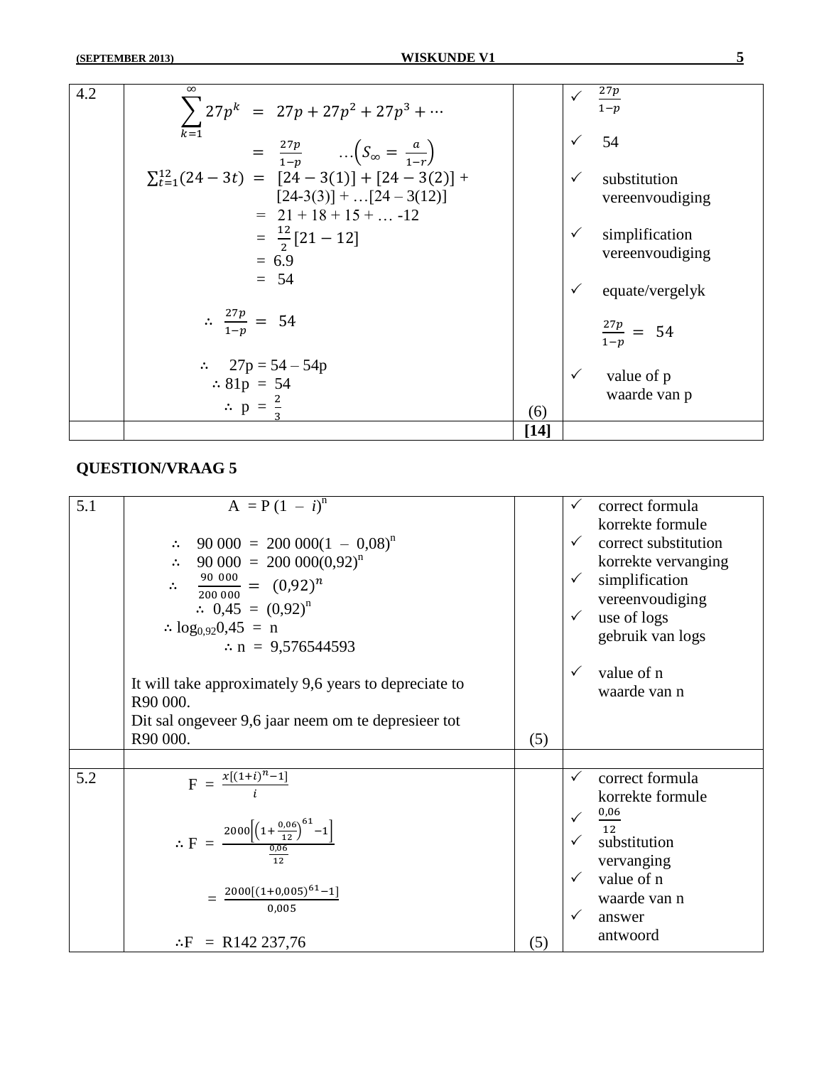| 4.2 | $\sum_{k=1}^{\infty} 27p^k = 27p + 27p^2 + 27p^3 + \cdots$<br>$= \frac{27p}{1-p} \quad \ldots\left(S_\infty = \frac{a}{1-r}\right)$<br>$\sum_{t=1}^{12}(24-3t) = [24-3(1)] + [24-3(2)] +$ [24-3(3)] + …[24 – 3(12)]<br>= 21 + 18 + 15 + … -12<br>$= \frac{12}{2}[21-12]$<br>= 6.9<br>= 54<br>$\therefore \frac{27p}{1-p} = 54$<br>∴ 27p = 54 – 54p<br>∴ 81p = 54<br>$\therefore p = \frac{2}{3}$ | (6) | ✓ $\frac{27p}{1-p}$<br>✓ 54<br>✓ substitution vereenvoudiging<br>✓ simplification vereenvoudiging<br>✓ equate/vergelyk $\frac{27p}{1-p} = 54$<br>✓ value of p waarde van p |
|---|---|---|---|
| | | **[14]** | |

## QUESTION/VRAAG 5

| 5.1 | $A = P(1 - i)^n$<br>$\therefore 90\ 000 = 200\ 000(1 - 0{,}08)^n$<br>$\therefore 90\ 000 = 200\ 000(0{,}92)^n$<br>$\therefore \frac{90\ 000}{200\ 000} = (0{,}92)^n$<br>$\therefore 0{,}45 = (0{,}92)^n$<br>$\therefore \log_{0{,}92}0{,}45 = n$<br>$\therefore n = 9{,}576544593$<br><br>It will take approximately 9,6 years to depreciate to R90 000.<br>Dit sal ongeveer 9,6 jaar neem om te depresieer tot R90 000. | (5) | ✓ correct formula korrekte formule<br>✓ correct substitution korrekte vervanging<br>✓ simplification vereenvoudiging<br>✓ use of logs gebruik van logs<br>✓ value of n waarde van n |
|---|---|---|---|
| | | | |
| 5.2 | $F = \frac{x[(1+i)^n - 1]}{i}$<br>$\therefore F = \frac{2000\left[\left(1+\frac{0{,}06}{12}\right)^{61} - 1\right]}{\frac{0{,}06}{12}}$<br>$= \frac{2000[(1+0{,}005)^{61} - 1]}{0{,}005}$<br>∴F = R142 237,76 | (5) | ✓ correct formula korrekte formule<br>✓ $\frac{0{,}06}{12}$<br>✓ substitution vervanging<br>✓ value of n waarde van n<br>✓ answer antwoord |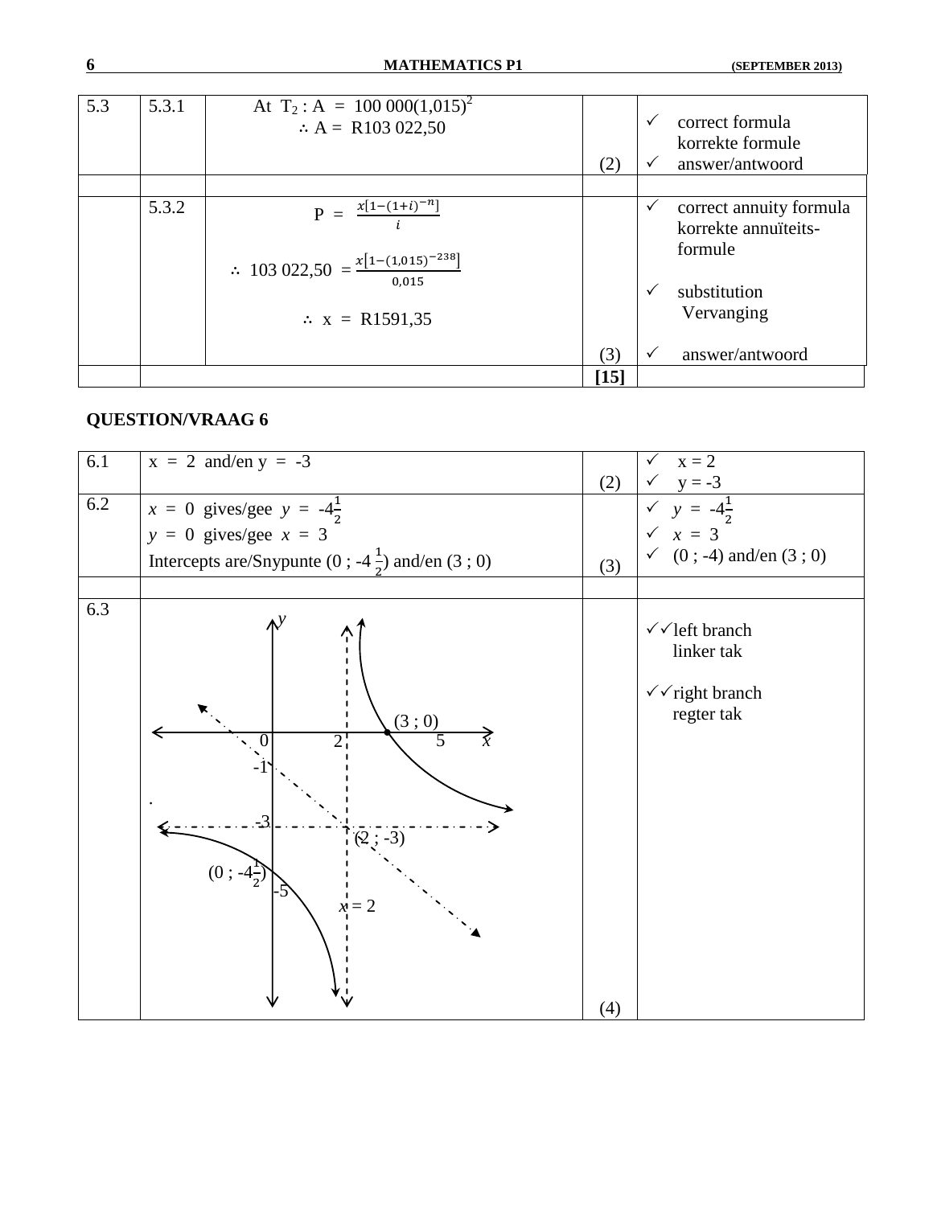| | | | | |
|---|---|---|---|---|
| 5.3 | 5.3.1 | At $T_2$ : A = 100 000$(1{,}015)^2$<br>$\therefore$ A = R103 022,50 | (2) | ✓ correct formula<br>korrekte formule<br>✓ answer/antwoord |
| | | | | |
| | 5.3.2 | $P = \frac{x[1-(1+i)^{-n}]}{i}$<br>$\therefore$ 103 022,50 $= \frac{x[1-(1{,}015)^{-238}]}{0{,}015}$<br>$\therefore$ x = R1591,35 | (3) | ✓ correct annuity formula<br>korrekte annuïteits-formule<br>✓ substitution<br>Vervanging<br>✓ answer/antwoord |
| | | | **[15]** | |

## QUESTION/VRAAG 6

| | | | |
|---|---|---|---|
| 6.1 | x = 2 and/en y = -3 | (2) | ✓ x = 2<br>✓ y = -3 |
| 6.2 | $x = 0$ gives/gee $y = -4\frac{1}{2}$<br>$y = 0$ gives/gee $x = 3$<br>Intercepts are/Snypunte $(0 ; -4\frac{1}{2})$ and/en $(3 ; 0)$ | (3) | ✓ $y = -4\frac{1}{2}$<br>✓ $x = 3$<br>✓ (0 ; -4) and/en (3 ; 0) |
| | | | |
| 6.3 | [Graph: hyperbola with asymptotes $x = 2$ and $y = -3$, axis of symmetry through (2 ; -3); points (3 ; 0) and $(0 ; -4\frac{1}{2})$ marked; axis labels 0, 2, 5, -1, -3, -5] | (4) | ✓✓left branch<br>linker tak<br>✓✓right branch<br>regter tak |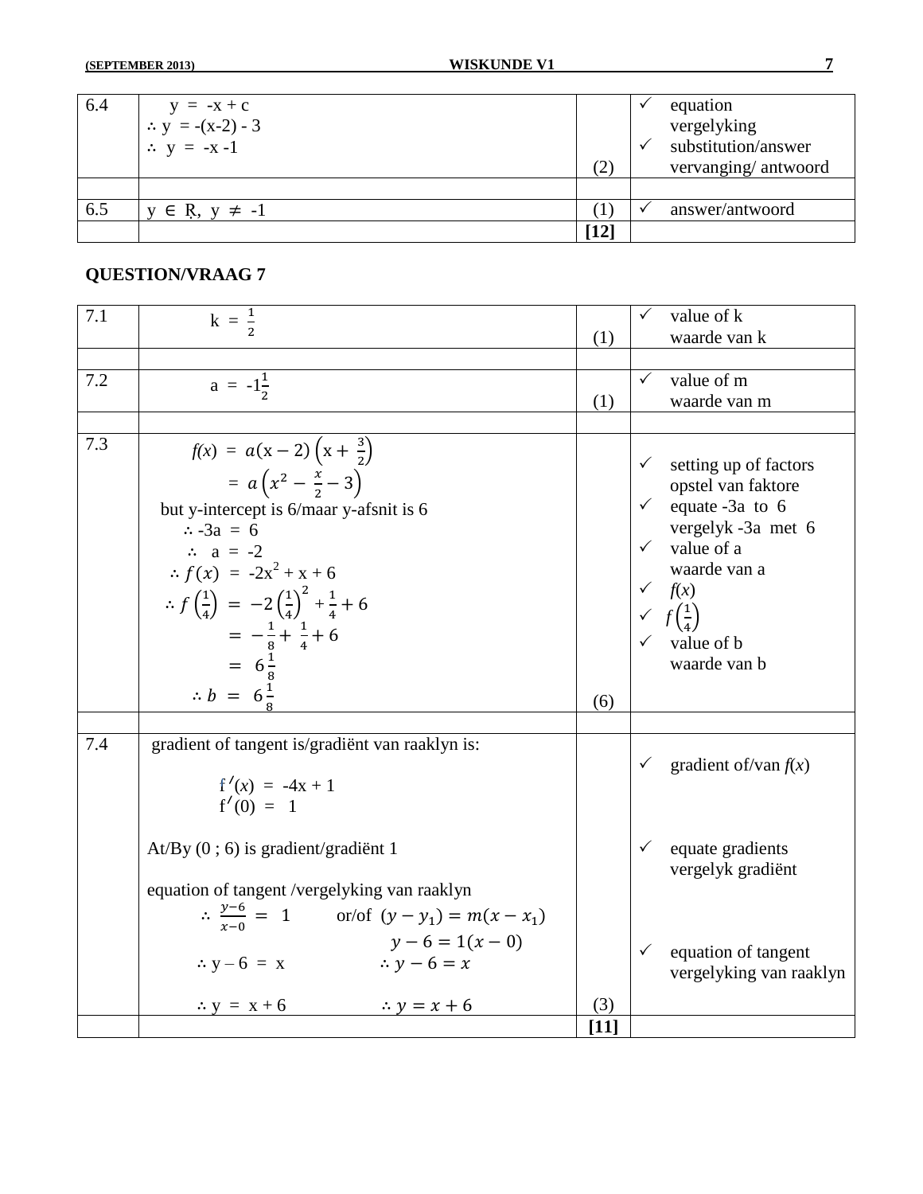| 6.4 | $y = -x + c$<br>$\therefore y = -(x-2) - 3$<br>$\therefore y = -x - 1$ | (2) | ✓ equation<br>vergelyking<br>✓ substitution/answer<br>vervanging/ antwoord |
|---|---|---|---|
| | | | |
| 6.5 | $y \in \mathbb{R}, \ y \neq -1$ | (1) | ✓ answer/antwoord |
| | | **[12]** | |

**QUESTION/VRAAG 7**

| 7.1 | $k = \frac{1}{2}$ | (1) | ✓ value of k<br>waarde van k |
|---|---|---|---|
| | | | |
| 7.2 | $a = -1\frac{1}{2}$ | (1) | ✓ value of m<br>waarde van m |
| | | | |
| 7.3 | $f(x) = a(x-2)\left(x + \frac{3}{2}\right)$<br>$= a\left(x^2 - \frac{x}{2} - 3\right)$<br>but y-intercept is 6/maar y-afsnit is 6<br>$\therefore -3a = 6$<br>$\therefore a = -2$<br>$\therefore f(x) = -2x^2 + x + 6$<br>$\therefore f\left(\frac{1}{4}\right) = -2\left(\frac{1}{4}\right)^2 + \frac{1}{4} + 6$<br>$= -\frac{1}{8} + \frac{1}{4} + 6$<br>$= 6\frac{1}{8}$<br>$\therefore b = 6\frac{1}{8}$ | (6) | ✓ setting up of factors<br>opstel van faktore<br>✓ equate -3a to 6<br>vergelyk -3a met 6<br>✓ value of a<br>waarde van a<br>✓ $f(x)$<br>✓ $f\left(\frac{1}{4}\right)$<br>✓ value of b<br>waarde van b |
| | | | |
| 7.4 | gradient of tangent is/gradiënt van raaklyn is:<br>$f'(x) = -4x + 1$<br>$f'(0) = 1$<br>At/By (0 ; 6) is gradient/gradiënt 1<br>equation of tangent /vergelyking van raaklyn<br>$\therefore \frac{y-6}{x-0} = 1$ or/of $(y - y_1) = m(x - x_1)$<br>$y - 6 = 1(x - 0)$<br>$\therefore y - 6 = x$ &nbsp;&nbsp;&nbsp; $\therefore y - 6 = x$<br>$\therefore y = x + 6$ &nbsp;&nbsp;&nbsp; $\therefore y = x + 6$ | (3) | ✓ gradient of/van $f(x)$<br>✓ equate gradients<br>vergelyk gradiënt<br>✓ equation of tangent<br>vergelyking van raaklyn |
| | | **[11]** | |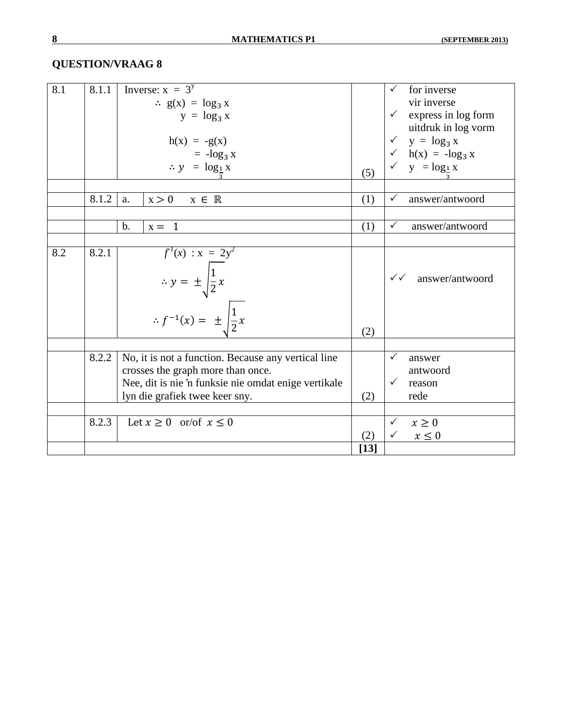## QUESTION/VRAAG 8

| | | | | | |
|---|---|---|---|---|---|
| 8.1 | 8.1.1 | Inverse: $x = 3^y$<br>$\therefore g(x) = \log_3 x$<br>$y = \log_3 x$<br><br>$h(x) = -g(x)$<br>$= -\log_3 x$<br>$\therefore y = \log_{\frac{1}{3}} x$ | | (5) | ✓ for inverse<br>vir inverse<br>✓ express in log form<br>uitdruk in log vorm<br>✓ $y = \log_3 x$<br>✓ $h(x) = -\log_3 x$<br>✓ $y = \log_{\frac{1}{3}} x$ |
| | | | | | |
| | 8.1.2 | a. | $x > 0 \quad x \in \mathbb{R}$ | (1) | ✓ answer/antwoord |
| | | | | | |
| | | b. | $x = 1$ | (1) | ✓ answer/antwoord |
| | | | | | |
| 8.2 | 8.2.1 | $f^{-1}(x)$ : $x = 2y^2$<br>$\therefore y = \pm\sqrt{\frac{1}{2}x}$<br>$\therefore f^{-1}(x) = \pm\sqrt{\frac{1}{2}x}$ | | (2) | ✓✓ answer/antwoord |
| | | | | | |
| | 8.2.2 | No, it is not a function. Because any vertical line crosses the graph more than once.<br>Nee, dit is nie ŉ funksie nie omdat enige vertikale lyn die grafiek twee keer sny. | | (2) | ✓ answer<br>antwoord<br>✓ reason<br>rede |
| | | | | | |
| | 8.2.3 | Let $x \geq 0$ or/of $x \leq 0$ | | (2) | ✓ $x \geq 0$<br>✓ $x \leq 0$ |
| | | | | **[13]** | |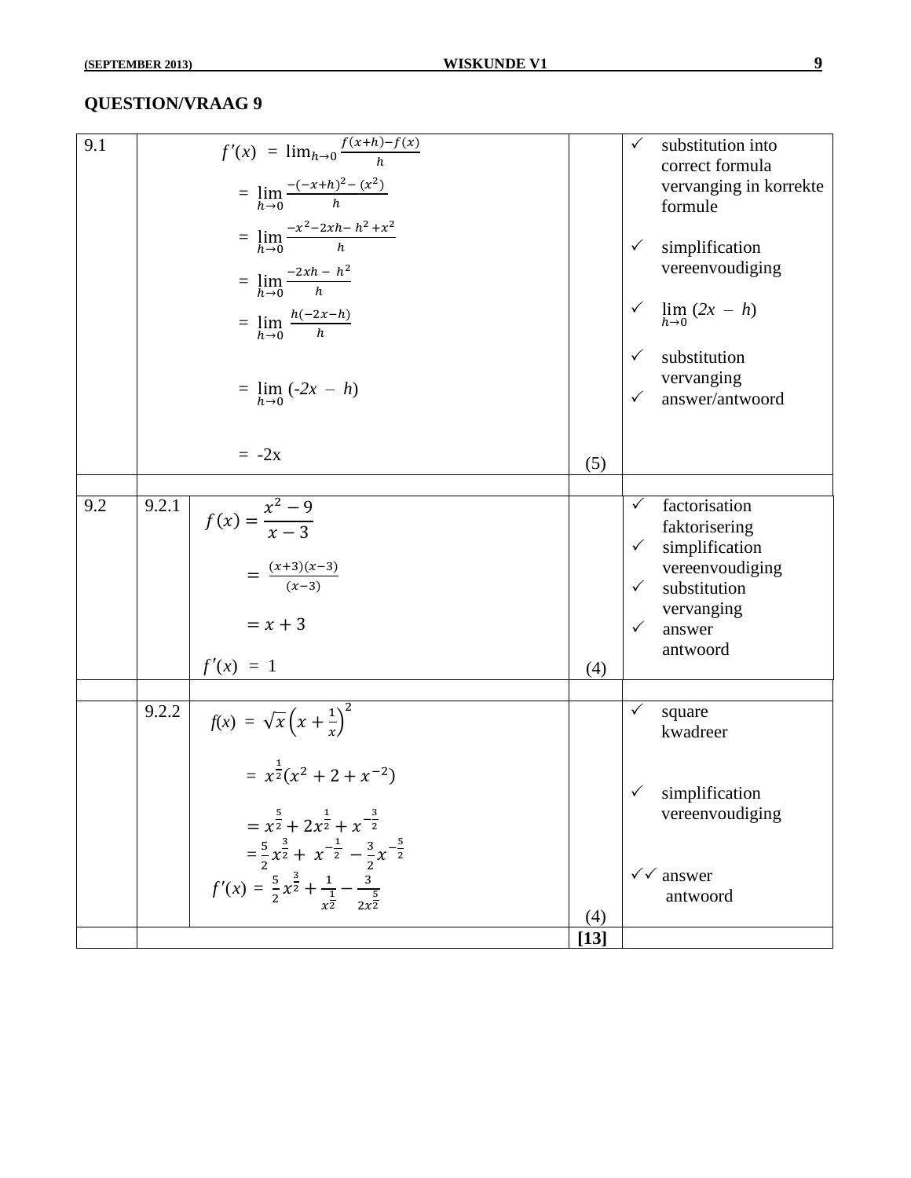## QUESTION/VRAAG 9

| | | | | |
|---|---|---|---|---|
| 9.1 | | $f'(x) = \lim_{h\to 0} \frac{f(x+h)-f(x)}{h}$ <br> $= \lim_{h\to 0} \frac{-(-x+h)^2 - (x^2)}{h}$ <br> $= \lim_{h\to 0} \frac{-x^2 - 2xh - h^2 + x^2}{h}$ <br> $= \lim_{h\to 0} \frac{-2xh - h^2}{h}$ <br> $= \lim_{h\to 0} \frac{h(-2x-h)}{h}$ <br> $= \lim_{h\to 0} (-2x - h)$ <br> $= -2x$ | (5) | ✓ substitution into correct formula vervanging in korrekte formule <br> ✓ simplification vereenvoudiging <br> ✓ $\lim_{h\to 0} (2x - h)$ <br> ✓ substitution vervanging <br> ✓ answer/antwoord |
| 9.2 | 9.2.1 | $f(x) = \frac{x^2 - 9}{x - 3}$ <br> $= \frac{(x+3)(x-3)}{(x-3)}$ <br> $= x + 3$ <br> $f'(x) = 1$ | (4) | ✓ factorisation faktorisering <br> ✓ simplification vereenvoudiging <br> ✓ substitution vervanging <br> ✓ answer antwoord |
| | 9.2.2 | $f(x) = \sqrt{x}\left(x + \frac{1}{x}\right)^2$ <br> $= x^{\frac{1}{2}}(x^2 + 2 + x^{-2})$ <br> $= x^{\frac{5}{2}} + 2x^{\frac{1}{2}} + x^{-\frac{3}{2}}$ <br> $= \frac{5}{2}x^{\frac{3}{2}} + x^{-\frac{1}{2}} - \frac{3}{2}x^{-\frac{5}{2}}$ <br> $f'(x) = \frac{5}{2}x^{\frac{3}{2}} + \frac{1}{x^{\frac{1}{2}}} - \frac{3}{2x^{\frac{5}{2}}}$ | (4) | ✓ square kwadreer <br> ✓ simplification vereenvoudiging <br> ✓✓ answer antwoord |
| | | | **[13]** | |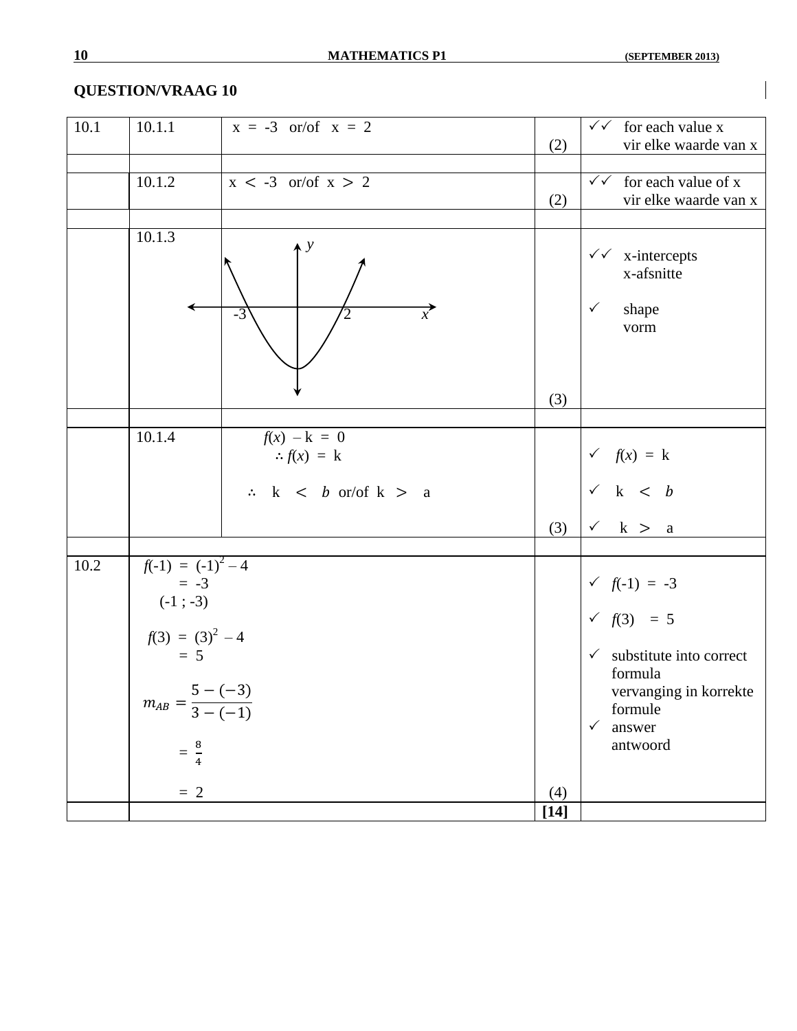**QUESTION/VRAAG 10**

| | | | | |
|---|---|---|---|---|
| 10.1 | 10.1.1 | $x = -3$ or/of $x = 2$ | (2) | ✓✓ for each value x / vir elke waarde van x |
| | 10.1.2 | $x < -3$ or/of $x > 2$ | (2) | ✓✓ for each value of x / vir elke waarde van x |
| | 10.1.3 | [Sketch: parabola with x-intercepts at $-3$ and $2$, axes labelled $x$ and $y$] | (3) | ✓✓ x-intercepts / x-afsnitte <br> ✓ shape / vorm |
| | 10.1.4 | $f(x) - k = 0$ <br> $\therefore f(x) = k$ <br> $\therefore \; k < b$ or/of $k > a$ | (3) | ✓ $f(x) = k$ <br> ✓ $k < b$ <br> ✓ $k > a$ |
| 10.2 | | $f(-1) = (-1)^2 - 4$ <br> $= -3$ <br> $(-1 ; -3)$ <br> $f(3) = (3)^2 - 4$ <br> $= 5$ <br> $m_{AB} = \dfrac{5-(-3)}{3-(-1)}$ <br> $= \frac{8}{4}$ <br> $= 2$ | (4) | ✓ $f(-1) = -3$ <br> ✓ $f(3) = 5$ <br> ✓ substitute into correct formula / vervanging in korrekte formule <br> ✓ answer / antwoord |
| | | | **[14]** | |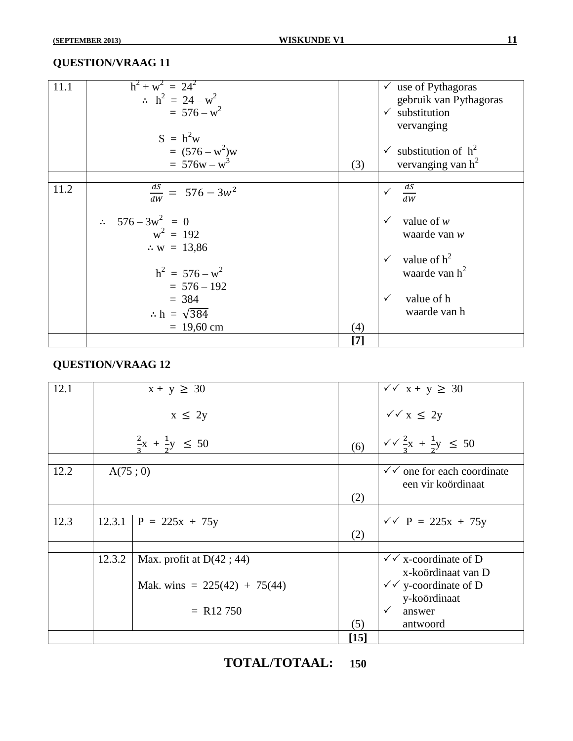## QUESTION/VRAAG 11

| | | | |
|---|---|---|---|
| 11.1 | $h^2 + w^2 = 24^2$<br>$\therefore\ h^2 = 24 - w^2$<br>$= 576 - w^2$<br><br>$S = h^2w$<br>$= (576 - w^2)w$<br>$= 576w - w^3$ | (3) | ✓ use of Pythagoras<br>gebruik van Pythagoras<br>✓ substitution<br>vervanging<br><br>✓ substitution of $h^2$<br>vervanging van $h^2$ |
| | | | |
| 11.2 | $\frac{dS}{dW} = 576 - 3w^2$<br><br>$\therefore\ 576 - 3w^2 = 0$<br>$w^2 = 192$<br>$\therefore w = 13{,}86$<br><br>$h^2 = 576 - w^2$<br>$= 576 - 192$<br>$= 384$<br>$\therefore h = \sqrt{384}$<br>$= 19{,}60$ cm | (4) | ✓ $\frac{dS}{dW}$<br><br>✓ value of *w*<br>waarde van *w*<br><br>✓ value of $h^2$<br>waarde van $h^2$<br><br>✓ value of h<br>waarde van h |
| | | **[7]** | |

## QUESTION/VRAAG 12

| | | | | |
|---|---|---|---|---|
| 12.1 | $x + y \geq 30$<br><br>$x \leq 2y$<br><br>$\frac{2}{3}x + \frac{1}{2}y \leq 50$ | | (6) | ✓✓ $x + y \geq 30$<br><br>✓✓ $x \leq 2y$<br><br>✓✓ $\frac{2}{3}x + \frac{1}{2}y \leq 50$ |
| | | | | |
| 12.2 | A(75 ; 0) | | (2) | ✓✓ one for each coordinate<br>een vir koördinaat |
| | | | | |
| 12.3 | 12.3.1 | $P = 225x + 75y$ | (2) | ✓✓ $P = 225x + 75y$ |
| | | | | |
| | 12.3.2 | Max. profit at D(42 ; 44)<br><br>Mak. wins = 225(42) + 75(44)<br><br>= R12 750 | (5) | ✓✓ x-coordinate of D<br>x-koördinaat van D<br>✓✓ y-coordinate of D<br>y-koördinaat<br>✓ answer<br>antwoord |
| | | | **[15]** | |

**TOTAL/TOTAAL: 150**